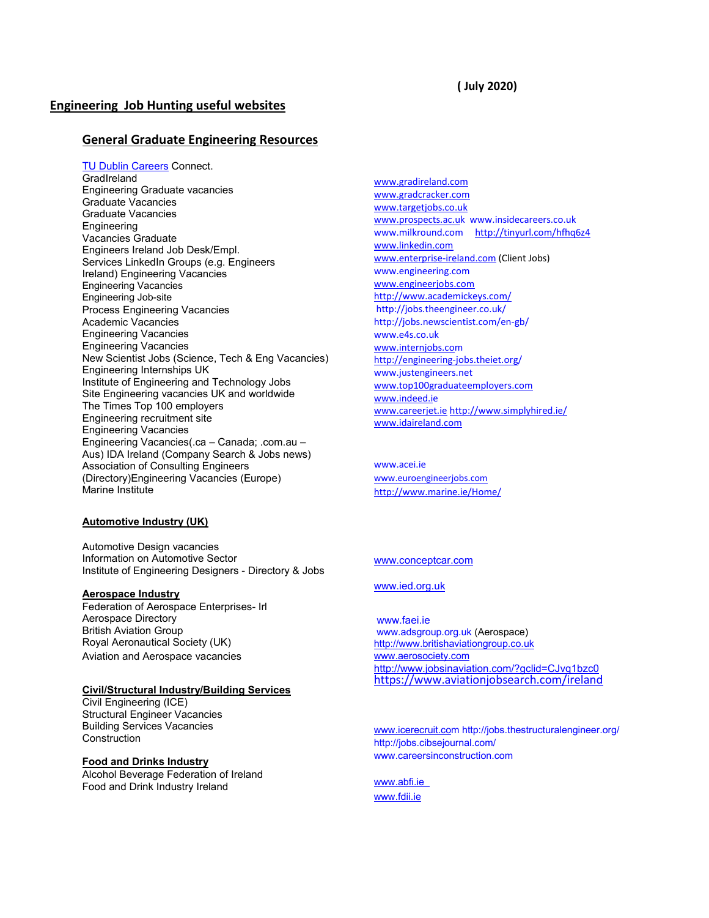( July 2020)

# Engineering Job Hunting useful websites

## General Graduate Engineering Resources

TU Dublin Careers Connect.

| Resource | Website |
|---|---|
| GradIreland | www.gradireland.com |
| Engineering Graduate vacancies | www.gradcracker.com |
| Graduate Vacancies | www.targetjobs.co.uk |
| Graduate Vacancies | www.prospects.ac.uk www.insidecareers.co.uk |
| Engineering Vacancies Graduate | www.milkround.com http://tinyurl.com/hfhq6z4 |
| Engineers Ireland Job Desk/Empl. Services LinkedIn Groups (e.g. Engineers Ireland) | www.linkedin.com |
| Engineering Vacancies | www.enterprise-ireland.com (Client Jobs) |
| Engineering Vacancies | www.engineering.com |
| Engineering Job-site | www.engineerjobs.com |
| Process Engineering Vacancies | http://www.academickeys.com/ |
| Academic Vacancies | http://jobs.theengineer.co.uk/ |
| Engineering Vacancies | http://jobs.newscientist.com/en-gb/ |
| Engineering Vacancies | www.e4s.co.uk |
| New Scientist Jobs (Science, Tech & Eng Vacancies) | www.internjobs.com |
| Engineering Internships UK | http://engineering-jobs.theiet.org/ |
| Institute of Engineering and Technology Jobs | www.justengineers.net |
| Site Engineering vacancies UK and worldwide | www.top100graduateemployers.com |
| The Times Top 100 employers | www.indeed.ie |
| Engineering recruitment site | www.careerjet.ie http://www.simplyhired.ie/ |
| Engineering Vacancies | www.idaireland.com |
| Engineering Vacancies(.ca – Canada; .com.au – Aus) IDA Ireland (Company Search & Jobs news) | |
| Association of Consulting Engineers (Directory) | www.acei.ie |
| Engineering Vacancies (Europe) | www.euroengineerjobs.com |
| Marine Institute | http://www.marine.ie/Home/ |

## Automotive Industry (UK)

| Resource | Website |
|---|---|
| Automotive Design vacancies | www.conceptcar.com |
| Information on Automotive Sector | |
| Institute of Engineering Designers - Directory & Jobs | www.ied.org.uk |

## Aerospace Industry

| Resource | Website |
|---|---|
| Federation of Aerospace Enterprises- Irl | www.faei.ie |
| Aerospace Directory | www.adsgroup.org.uk (Aerospace) |
| British Aviation Group | http://www.britishaviationgroup.co.uk |
| Royal Aeronautical Society (UK) | www.aerosociety.com |
| Aviation and Aerospace vacancies | http://www.jobsinaviation.com/?gclid=CJvq1bzc0 |
| | https://www.aviationjobsearch.com/ireland |

## Civil/Structural Industry/Building Services

| Resource | Website |
|---|---|
| Civil Engineering (ICE) | www.icerecruit.com |
| Structural Engineer Vacancies | http://jobs.thestructuralengineer.org/ |
| Building Services Vacancies | http://jobs.cibsejournal.com/ |
| Construction | www.careersinconstruction.com |

## Food and Drinks Industry

| Resource | Website |
|---|---|
| Alcohol Beverage Federation of Ireland | www.abfi.ie |
| Food and Drink Industry Ireland | www.fdii.ie |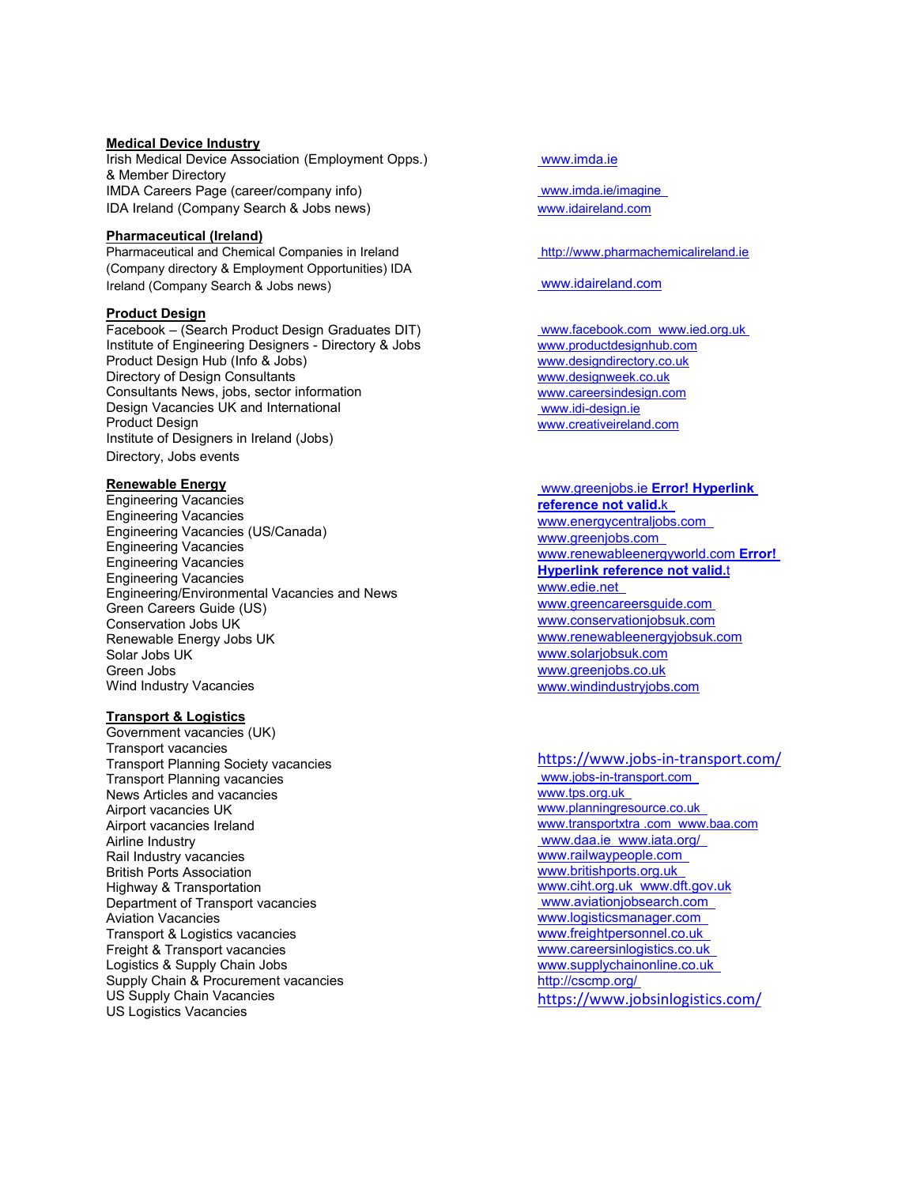**Medical Device Industry**

Irish Medical Device Association (Employment Opps.) & Member Directory — www.imda.ie

IMDA Careers Page (career/company info) — www.imda.ie/imagine

IDA Ireland (Company Search & Jobs news) — www.idaireland.com

**Pharmaceutical (Ireland)**

Pharmaceutical and Chemical Companies in Ireland (Company directory & Employment Opportunities) — http://www.pharmachemicalireland.ie

IDA Ireland (Company Search & Jobs news) — www.idaireland.com

**Product Design**

Facebook – (Search Product Design Graduates DIT)
Institute of Engineering Designers - Directory & Jobs
Product Design Hub (Info & Jobs)
Directory of Design Consultants
Consultants News, jobs, sector information
Design Vacancies UK and International
Product Design
Institute of Designers in Ireland (Jobs)
Directory, Jobs events

www.facebook.com www.ied.org.uk
www.productdesignhub.com
www.designdirectory.co.uk
www.designweek.co.uk
www.careersindesign.com
www.idi-design.ie
www.creativeireland.com

**Renewable Energy**

Engineering Vacancies
Engineering Vacancies
Engineering Vacancies (US/Canada)
Engineering Vacancies
Engineering Vacancies
Engineering Vacancies
Engineering/Environmental Vacancies and News
Green Careers Guide (US)
Conservation Jobs UK
Renewable Energy Jobs UK
Solar Jobs UK
Green Jobs
Wind Industry Vacancies

www.greenjobs.ie **Error! Hyperlink reference not valid.**k
www.energycentraljobs.com
www.greenjobs.com
www.renewableenergyworld.com **Error! Hyperlink reference not valid.**t
www.edie.net
www.greencareersguide.com
www.conservationjobsuk.com
www.renewableenergyjobsuk.com
www.solarjobsuk.com
www.greenjobs.co.uk
www.windindustryjobs.com

**Transport & Logistics**

Government vacancies (UK)
Transport vacancies
Transport Planning Society vacancies
Transport Planning vacancies
News Articles and vacancies
Airport vacancies UK
Airport vacancies Ireland
Airline Industry
Rail Industry vacancies
British Ports Association
Highway & Transportation
Department of Transport vacancies
Aviation Vacancies
Transport & Logistics vacancies
Freight & Transport vacancies
Logistics & Supply Chain Jobs
Supply Chain & Procurement vacancies
US Supply Chain Vacancies
US Logistics Vacancies

https://www.jobs-in-transport.com/
www.jobs-in-transport.com
www.tps.org.uk
www.planningresource.co.uk
www.transportxtra .com www.baa.com
www.daa.ie www.iata.org/
www.railwaypeople.com
www.britishports.org.uk
www.ciht.org.uk www.dft.gov.uk
www.aviationjobsearch.com
www.logisticsmanager.com
www.freightpersonnel.co.uk
www.careersinlogistics.co.uk
www.supplychainonline.co.uk
http://cscmp.org/
https://www.jobsinlogistics.com/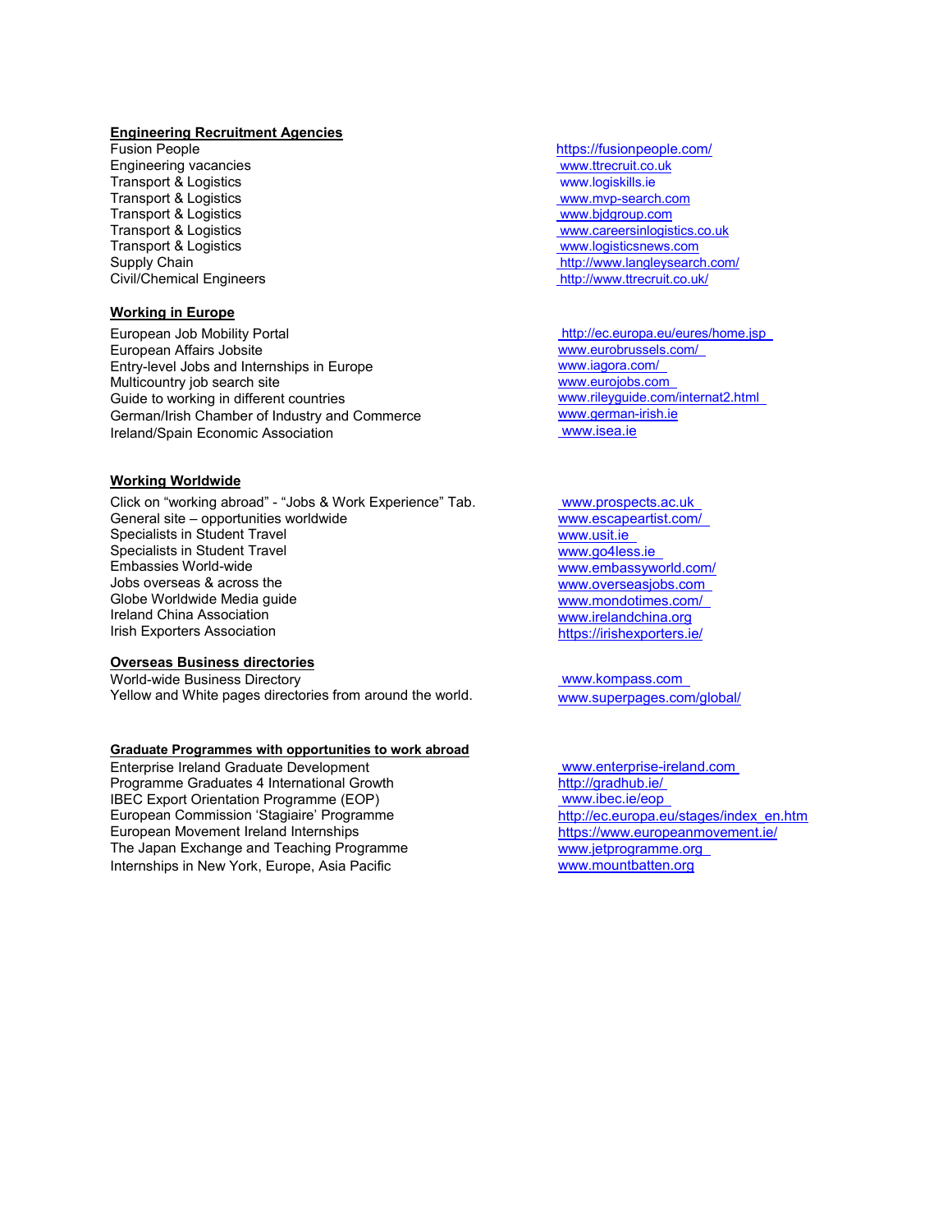## Engineering Recruitment Agencies

| | |
|---|---|
| Fusion People | https://fusionpeople.com/ |
| Engineering vacancies | www.ttrecruit.co.uk |
| Transport & Logistics | www.logiskills.ie |
| Transport & Logistics | www.mvp-search.com |
| Transport & Logistics | www.bjdgroup.com |
| Transport & Logistics | www.careersinlogistics.co.uk |
| Transport & Logistics | www.logisticsnews.com |
| Supply Chain | http://www.langleysearch.com/ |
| Civil/Chemical Engineers | http://www.ttrecruit.co.uk/ |

## Working in Europe

| | |
|---|---|
| European Job Mobility Portal | http://ec.europa.eu/eures/home.jsp |
| European Affairs Jobsite | www.eurobrussels.com/ |
| Entry-level Jobs and Internships in Europe | www.iagora.com/ |
| Multicountry job search site | www.eurojobs.com |
| Guide to working in different countries | www.rileyguide.com/internat2.html |
| German/Irish Chamber of Industry and Commerce | www.german-irish.ie |
| Ireland/Spain Economic Association | www.isea.ie |

## Working Worldwide

| | |
|---|---|
| Click on "working abroad" - "Jobs & Work Experience" Tab. | www.prospects.ac.uk |
| General site – opportunities worldwide | www.escapeartist.com/ |
| Specialists in Student Travel | www.usit.ie |
| Specialists in Student Travel | www.go4less.ie |
| Embassies World-wide | www.embassyworld.com/ |
| Jobs overseas & across the | www.overseasjobs.com |
| Globe Worldwide Media guide | www.mondotimes.com/ |
| Ireland China Association | www.irelandchina.org |
| Irish Exporters Association | https://irishexporters.ie/ |

## Overseas Business directories

| | |
|---|---|
| World-wide Business Directory | www.kompass.com |
| Yellow and White pages directories from around the world. | www.superpages.com/global/ |

## Graduate Programmes with opportunities to work abroad

| | |
|---|---|
| Enterprise Ireland Graduate Development | www.enterprise-ireland.com |
| Programme Graduates 4 International Growth | http://gradhub.ie/ |
| IBEC Export Orientation Programme (EOP) | www.ibec.ie/eop |
| European Commission 'Stagiaire' Programme | http://ec.europa.eu/stages/index_en.htm |
| European Movement Ireland Internships | https://www.europeanmovement.ie/ |
| The Japan Exchange and Teaching Programme | www.jetprogramme.org |
| Internships in New York, Europe, Asia Pacific | www.mountbatten.org |